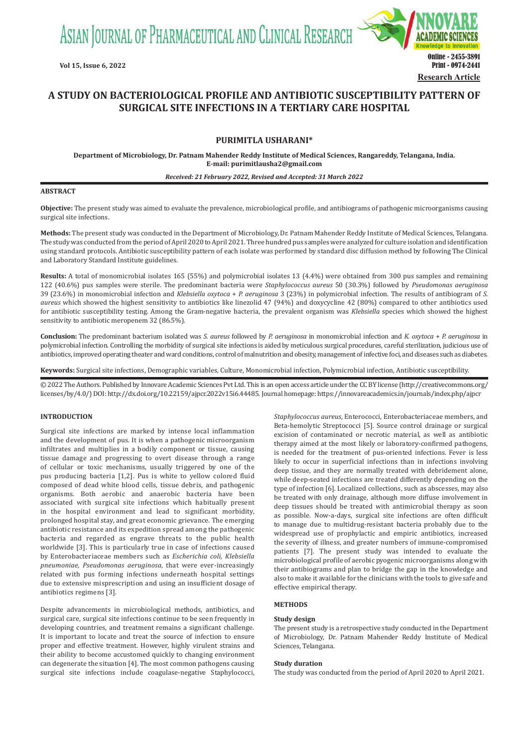# A STUDY ON BACTERIOLOGICAL PROFILE AND ANTIBIOTIC SUSCEPTIBILITY PATTERN OF SURGICAL SITE INFECTIONS IN A TERTIARY CARE HOSPITAL

**PURIMITLA USHARANI***

**Department of Microbiology, Dr. Patnam Mahender Reddy Institute of Medical Sciences, Rangareddy, Telangana, India. E-mail: purimitlausha2@gmail.com**

***Received: 21 February 2022, Revised and Accepted: 31 March 2022***

## ABSTRACT

**Objective:** The present study was aimed to evaluate the prevalence, microbiological profile, and antibiograms of pathogenic microorganisms causing surgical site infections.

**Methods:** The present study was conducted in the Department of Microbiology, Dr. Patnam Mahender Reddy Institute of Medical Sciences, Telangana. The study was conducted from the period of April 2020 to April 2021. Three hundred pus samples were analyzed for culture isolation and identification using standard protocols. Antibiotic susceptibility pattern of each isolate was performed by standard disc diffusion method by following The Clinical and Laboratory Standard Institute guidelines.

**Results:** A total of monomicrobial isolates 165 (55%) and polymicrobial isolates 13 (4.4%) were obtained from 300 pus samples and remaining 122 (40.6%) pus samples were sterile. The predominant bacteria were *Staphylococcus aureus* 50 (30.3%) followed by *Pseudomonas aeruginosa* 39 (23.6%) in monomicrobial infection and *Klebsiella oxytoca* + *P. aeruginosa* 3 (23%) in polymicrobial infection. The results of antibiogram of *S. aureus* which showed the highest sensitivity to antibiotics like linezolid 47 (94%) and doxycycline 42 (80%) compared to other antibiotics used for antibiotic susceptibility testing. Among the Gram-negative bacteria, the prevalent organism was *Klebsiella* species which showed the highest sensitivity to antibiotic meropenem 32 (86.5%).

**Conclusion:** The predominant bacterium isolated was *S. aureus* followed by *P. aeruginosa* in monomicrobial infection and *K. oxytoca* + *P. aeruginosa* in polymicrobial infection. Controlling the morbidity of surgical site infections is aided by meticulous surgical procedures, careful sterilization, judicious use of antibiotics, improved operating theater and ward conditions, control of malnutrition and obesity, management of infective foci, and diseases such as diabetes.

**Keywords:** Surgical site infections, Demographic variables, Culture, Monomicrobial infection, Polymicrobial infection, Antibiotic susceptibility.

© 2022 The Authors. Published by Innovare Academic Sciences Pvt Ltd. This is an open access article under the CC BY license (http://creativecommons.org/licenses/by/4.0/) DOI: http://dx.doi.org/10.22159/ajpcr.2022v15i6.44485. Journal homepage: https://innovareacademics.in/journals/index.php/ajpcr

## INTRODUCTION

Surgical site infections are marked by intense local inflammation and the development of pus. It is when a pathogenic microorganism infiltrates and multiplies in a bodily component or tissue, causing tissue damage and progressing to overt disease through a range of cellular or toxic mechanisms, usually triggered by one of the pus producing bacteria [1,2]. Pus is white to yellow colored fluid composed of dead white blood cells, tissue debris, and pathogenic organisms. Both aerobic and anaerobic bacteria have been associated with surgical site infections which habitually present in the hospital environment and lead to significant morbidity, prolonged hospital stay, and great economic grievance. The emerging antibiotic resistance and its expedition spread among the pathogenic bacteria and regarded as engrave threats to the public health worldwide [3]. This is particularly true in case of infections caused by Enterobacteriaceae members such as *Escherichia coli, Klebsiella pneumoniae, Pseudomonas aeruginosa,* that were ever-increasingly related with pus forming infections underneath hospital settings due to extensive misprescription and using an insufficient dosage of antibiotics regimens [3].

Despite advancements in microbiological methods, antibiotics, and surgical care, surgical site infections continue to be seen frequently in developing countries, and treatment remains a significant challenge. It is important to locate and treat the source of infection to ensure proper and effective treatment. However, highly virulent strains and their ability to become accustomed quickly to changing environment can degenerate the situation [4]. The most common pathogens causing surgical site infections include coagulase-negative Staphylococci, *Staphylococcus aureus*, Enterococci, Enterobacteriaceae members, and Beta-hemolytic Streptococci [5]. Source control drainage or surgical excision of contaminated or necrotic material, as well as antibiotic therapy aimed at the most likely or laboratory-confirmed pathogens, is needed for the treatment of pus-oriented infections. Fever is less likely to occur in superficial infections than in infections involving deep tissue, and they are normally treated with debridement alone, while deep-seated infections are treated differently depending on the type of infection [6]. Localized collections, such as abscesses, may also be treated with only drainage, although more diffuse involvement in deep tissues should be treated with antimicrobial therapy as soon as possible. Now-a-days, surgical site infections are often difficult to manage due to multidrug-resistant bacteria probably due to the widespread use of prophylactic and empiric antibiotics, increased the severity of illness, and greater numbers of immune-compromised patients [7]. The present study was intended to evaluate the microbiological profile of aerobic pyogenic microorganisms along with their antibiograms and plan to bridge the gap in the knowledge and also to make it available for the clinicians with the tools to give safe and effective empirical therapy.

## METHODS

### Study design

The present study is a retrospective study conducted in the Department of Microbiology, Dr. Patnam Mahender Reddy Institute of Medical Sciences, Telangana.

### Study duration

The study was conducted from the period of April 2020 to April 2021.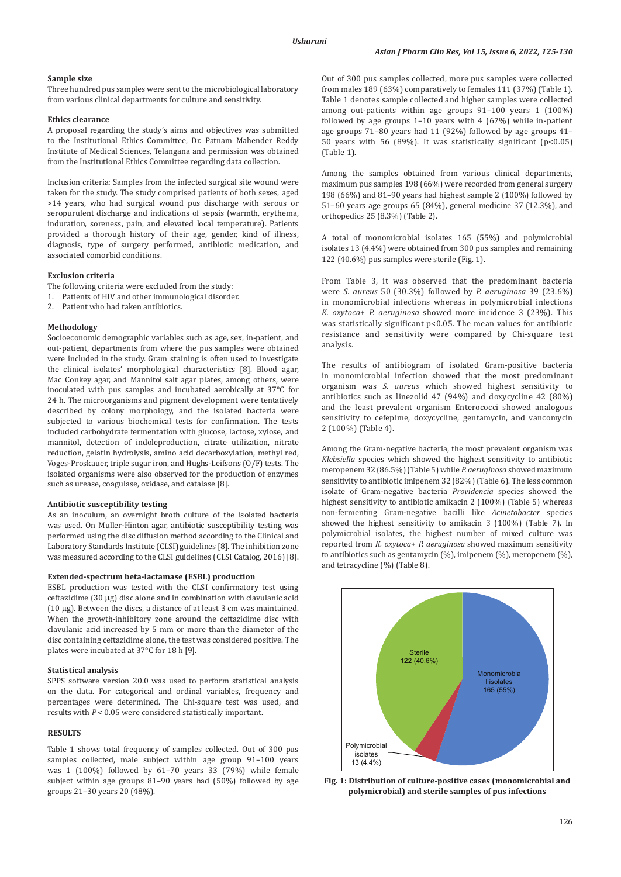#### Sample size

Three hundred pus samples were sent to the microbiological laboratory from various clinical departments for culture and sensitivity.

#### Ethics clearance

A proposal regarding the study's aims and objectives was submitted to the Institutional Ethics Committee, Dr. Patnam Mahender Reddy Institute of Medical Sciences, Telangana and permission was obtained from the Institutional Ethics Committee regarding data collection.

Inclusion criteria: Samples from the infected surgical site wound were taken for the study. The study comprised patients of both sexes, aged >14 years, who had surgical wound pus discharge with serous or seropurulent discharge and indications of sepsis (warmth, erythema, induration, soreness, pain, and elevated local temperature). Patients provided a thorough history of their age, gender, kind of illness, diagnosis, type of surgery performed, antibiotic medication, and associated comorbid conditions.

#### Exclusion criteria

The following criteria were excluded from the study:

1. Patients of HIV and other immunological disorder.
2. Patient who had taken antibiotics.

#### Methodology

Socioeconomic demographic variables such as age, sex, in-patient, and out-patient, departments from where the pus samples were obtained were included in the study. Gram staining is often used to investigate the clinical isolates' morphological characteristics [8]. Blood agar, Mac Conkey agar, and Mannitol salt agar plates, among others, were inoculated with pus samples and incubated aerobically at 37°C for 24 h. The microorganisms and pigment development were tentatively described by colony morphology, and the isolated bacteria were subjected to various biochemical tests for confirmation. The tests included carbohydrate fermentation with glucose, lactose, xylose, and mannitol, detection of indoleproduction, citrate utilization, nitrate reduction, gelatin hydrolysis, amino acid decarboxylation, methyl red, Voges-Proskauer, triple sugar iron, and Hughs-Leifsons (O/F) tests. The isolated organisms were also observed for the production of enzymes such as urease, coagulase, oxidase, and catalase [8].

#### Antibiotic susceptibility testing

As an inoculum, an overnight broth culture of the isolated bacteria was used. On Muller-Hinton agar, antibiotic susceptibility testing was performed using the disc diffusion method according to the Clinical and Laboratory Standards Institute (CLSI) guidelines [8]. The inhibition zone was measured according to the CLSI guidelines (CLSI Catalog, 2016) [8].

#### Extended-spectrum beta-lactamase (ESBL) production

ESBL production was tested with the CLSI confirmatory test using ceftazidime (30 µg) disc alone and in combination with clavulanic acid (10 µg). Between the discs, a distance of at least 3 cm was maintained. When the growth-inhibitory zone around the ceftazidime disc with clavulanic acid increased by 5 mm or more than the diameter of the disc containing ceftazidime alone, the test was considered positive. The plates were incubated at 37°C for 18 h [9].

#### Statistical analysis

SPPS software version 20.0 was used to perform statistical analysis on the data. For categorical and ordinal variables, frequency and percentages were determined. The Chi-square test was used, and results with $P < 0.05$ were considered statistically important.

## RESULTS

Table 1 shows total frequency of samples collected. Out of 300 pus samples collected, male subject within age group 91–100 years was 1 (100%) followed by 61–70 years 33 (79%) while female subject within age groups 81–90 years had (50%) followed by age groups 21–30 years 20 (48%).

Out of 300 pus samples collected, more pus samples were collected from males 189 (63%) comparatively to females 111 (37%) (Table 1). Table 1 denotes sample collected and higher samples were collected among out-patients within age groups 91–100 years 1 (100%) followed by age groups 1–10 years with 4 (67%) while in-patient age groups 71–80 years had 11 (92%) followed by age groups 41–50 years with 56 (89%). It was statistically significant ($p<0.05$) (Table 1).

Among the samples obtained from various clinical departments, maximum pus samples 198 (66%) were recorded from general surgery 198 (66%) and 81–90 years had highest sample 2 (100%) followed by 51–60 years age groups 65 (84%), general medicine 37 (12.3%), and orthopedics 25 (8.3%) (Table 2).

A total of monomicrobial isolates 165 (55%) and polymicrobial isolates 13 (4.4%) were obtained from 300 pus samples and remaining 122 (40.6%) pus samples were sterile (Fig. 1).

From Table 3, it was observed that the predominant bacteria were *S. aureus* 50 (30.3%) followed by *P. aeruginosa* 39 (23.6%) in monomicrobial infections whereas in polymicrobial infections *K. oxytoca*+ *P. aeruginosa* showed more incidence 3 (23%). This was statistically significant $p<0.05$. The mean values for antibiotic resistance and sensitivity were compared by Chi-square test analysis.

The results of antibiogram of isolated Gram-positive bacteria in monomicrobial infection showed that the most predominant organism was *S. aureus* which showed highest sensitivity to antibiotics such as linezolid 47 (94%) and doxycycline 42 (80%) and the least prevalent organism Enterococci showed analogous sensitivity to cefepime, doxycycline, gentamycin, and vancomycin 2 (100%) (Table 4).

Among the Gram-negative bacteria, the most prevalent organism was *Klebsiella* species which showed the highest sensitivity to antibiotic meropenem 32 (86.5%) (Table 5) while *P. aeruginosa* showed maximum sensitivity to antibiotic imipenem 32 (82%) (Table 6). The less common isolate of Gram-negative bacteria *Providencia* species showed the highest sensitivity to antibiotic amikacin 2 (100%) (Table 5) whereas non-fermenting Gram-negative bacilli like *Acinetobacter* species showed the highest sensitivity to amikacin 3 (100%) (Table 7). In polymicrobial isolates, the highest number of mixed culture was reported from *K. oxytoca*+ *P. aeruginosa* showed maximum sensitivity to antibiotics such as gentamycin (%), imipenem (%), meropenem (%), and tetracycline (%) (Table 8).

**Fig. 1: Distribution of culture-positive cases (monomicrobial and polymicrobial) and sterile samples of pus infections**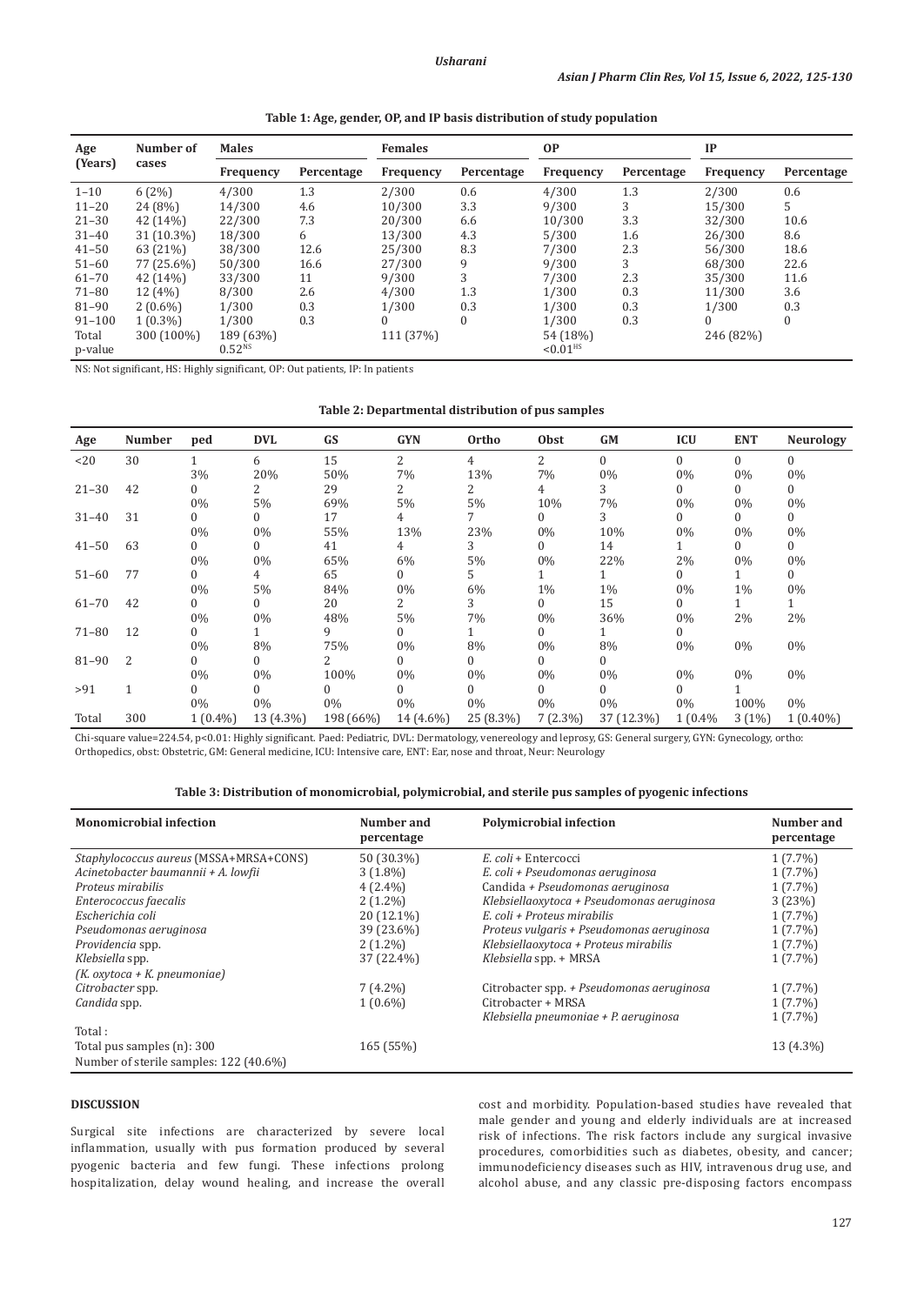**Table 1: Age, gender, OP, and IP basis distribution of study population**

| Age (Years) | Number of cases | Males | | Females | | OP | | IP | |
|---|---|---|---|---|---|---|---|---|---|
| | | Frequency | Percentage | Frequency | Percentage | Frequency | Percentage | Frequency | Percentage |
| 1–10 | 6 (2%) | 4/300 | 1.3 | 2/300 | 0.6 | 4/300 | 1.3 | 2/300 | 0.6 |
| 11–20 | 24 (8%) | 14/300 | 4.6 | 10/300 | 3.3 | 9/300 | 3 | 15/300 | 5 |
| 21–30 | 42 (14%) | 22/300 | 7.3 | 20/300 | 6.6 | 10/300 | 3.3 | 32/300 | 10.6 |
| 31–40 | 31 (10.3%) | 18/300 | 6 | 13/300 | 4.3 | 5/300 | 1.6 | 26/300 | 8.6 |
| 41–50 | 63 (21%) | 38/300 | 12.6 | 25/300 | 8.3 | 7/300 | 2.3 | 56/300 | 18.6 |
| 51–60 | 77 (25.6%) | 50/300 | 16.6 | 27/300 | 9 | 9/300 | 3 | 68/300 | 22.6 |
| 61–70 | 42 (14%) | 33/300 | 11 | 9/300 | 3 | 7/300 | 2.3 | 35/300 | 11.6 |
| 71–80 | 12 (4%) | 8/300 | 2.6 | 4/300 | 1.3 | 1/300 | 0.3 | 11/300 | 3.6 |
| 81–90 | 2 (0.6%) | 1/300 | 0.3 | 1/300 | 0.3 | 1/300 | 0.3 | 1/300 | 0.3 |
| 91–100 | 1 (0.3%) | 1/300 | 0.3 | 0 | 0 | 1/300 | 0.3 | 0 | 0 |
| Total | 300 (100%) | 189 (63%) | | 111 (37%) | | 54 (18%) | | 246 (82%) | |
| p-value | | 0.52[NS] | | | | <0.01[HS] | | | |

NS: Not significant, HS: Highly significant, OP: Out patients, IP: In patients

**Table 2: Departmental distribution of pus samples**

| Age | Number | ped | DVL | GS | GYN | Ortho | Obst | GM | ICU | ENT | Neurology |
|---|---|---|---|---|---|---|---|---|---|---|---|
| <20 | 30 | 1 | 6 | 15 | 2 | 4 | 2 | 0 | 0 | 0 | 0 |
| | | 3% | 20% | 50% | 7% | 13% | 7% | 0% | 0% | 0% | 0% |
| 21–30 | 42 | 0 | 2 | 29 | 2 | 2 | 4 | 3 | 0 | 0 | 0 |
| | | 0% | 5% | 69% | 5% | 5% | 10% | 7% | 0% | 0% | 0% |
| 31–40 | 31 | 0 | 0 | 17 | 4 | 7 | 0 | 3 | 0 | 0 | 0 |
| | | 0% | 0% | 55% | 13% | 23% | 0% | 10% | 0% | 0% | 0% |
| 41–50 | 63 | 0 | 0 | 41 | 4 | 3 | 0 | 14 | 1 | 0 | 0 |
| | | 0% | 0% | 65% | 6% | 5% | 0% | 22% | 2% | 0% | 0% |
| 51–60 | 77 | 0 | 4 | 65 | 0 | 5 | 1 | 1 | 0 | 1 | 0 |
| | | 0% | 5% | 84% | 0% | 6% | 1% | 1% | 0% | 1% | 0% |
| 61–70 | 42 | 0 | 0 | 20 | 2 | 3 | 0 | 15 | 0 | 1 | 1 |
| | | 0% | 0% | 48% | 5% | 7% | 0% | 36% | 0% | 2% | 2% |
| 71–80 | 12 | 0 | 1 | 9 | 0 | 1 | 0 | 1 | 0 | | |
| | | 0% | 8% | 75% | 0% | 8% | 0% | 8% | 0% | 0% | 0% |
| 81–90 | 2 | 0 | 0 | 2 | 0 | 0 | 0 | 0 | | | |
| | | 0% | 0% | 100% | 0% | 0% | 0% | 0% | 0% | 0% | 0% |
| >91 | 1 | 0 | 0 | 0 | 0 | 0 | 0 | 0 | 0 | 1 | |
| | | 0% | 0% | 0% | 0% | 0% | 0% | 0% | 0% | 100% | 0% |
| Total | 300 | 1 (0.4%) | 13 (4.3%) | 198 (66%) | 14 (4.6%) | 25 (8.3%) | 7 (2.3%) | 37 (12.3%) | 1 (0.4% | 3 (1%) | 1 (0.40%) |

Chi-square value=224.54, p<0.01: Highly significant. Paed: Pediatric, DVL: Dermatology, venereology and leprosy, GS: General surgery, GYN: Gynecology, ortho: Orthopedics, obst: Obstetric, GM: General medicine, ICU: Intensive care, ENT: Ear, nose and throat, Neur: Neurology

**Table 3: Distribution of monomicrobial, polymicrobial, and sterile pus samples of pyogenic infections**

| Monomicrobial infection | Number and percentage | Polymicrobial infection | Number and percentage |
|---|---|---|---|
| *Staphylococcus aureus* (MSSA+MRSA+CONS) | 50 (30.3%) | *E. coli* + Entercocci | 1 (7.7%) |
| *Acinetobacter baumannii + A. lowfii* | 3 (1.8%) | *E. coli + Pseudomonas aeruginosa* | 1 (7.7%) |
| *Proteus mirabilis* | 4 (2.4%) | Candida + *Pseudomonas aeruginosa* | 1 (7.7%) |
| *Enterococcus faecalis* | 2 (1.2%) | *Klebsiellaoxytoca + Pseudomonas aeruginosa* | 3 (23%) |
| *Escherichia coli* | 20 (12.1%) | *E. coli + Proteus mirabilis* | 1 (7.7%) |
| *Pseudomonas aeruginosa* | 39 (23.6%) | *Proteus vulgaris + Pseudomonas aeruginosa* | 1 (7.7%) |
| *Providencia* spp. | 2 (1.2%) | *Klebsiellaoxytoca + Proteus mirabilis* | 1 (7.7%) |
| *Klebsiella* spp. (*K. oxytoca + K. pneumoniae*) | 37 (22.4%) | *Klebsiella* spp. + MRSA | 1 (7.7%) |
| *Citrobacter* spp. | 7 (4.2%) | Citrobacter spp. + *Pseudomonas aeruginosa* | 1 (7.7%) |
| *Candida* spp. | 1 (0.6%) | Citrobacter + MRSA | 1 (7.7%) |
| | | *Klebsiella pneumoniae + P. aeruginosa* | 1 (7.7%) |
| Total : | | | |
| Total pus samples (n): 300 | 165 (55%) | | 13 (4.3%) |
| Number of sterile samples: 122 (40.6%) | | | |

## DISCUSSION

Surgical site infections are characterized by severe local inflammation, usually with pus formation produced by several pyogenic bacteria and few fungi. These infections prolong hospitalization, delay wound healing, and increase the overall cost and morbidity. Population-based studies have revealed that male gender and young and elderly individuals are at increased risk of infections. The risk factors include any surgical invasive procedures, comorbidities such as diabetes, obesity, and cancer; immunodeficiency diseases such as HIV, intravenous drug use, and alcohol abuse, and any classic pre-disposing factors encompass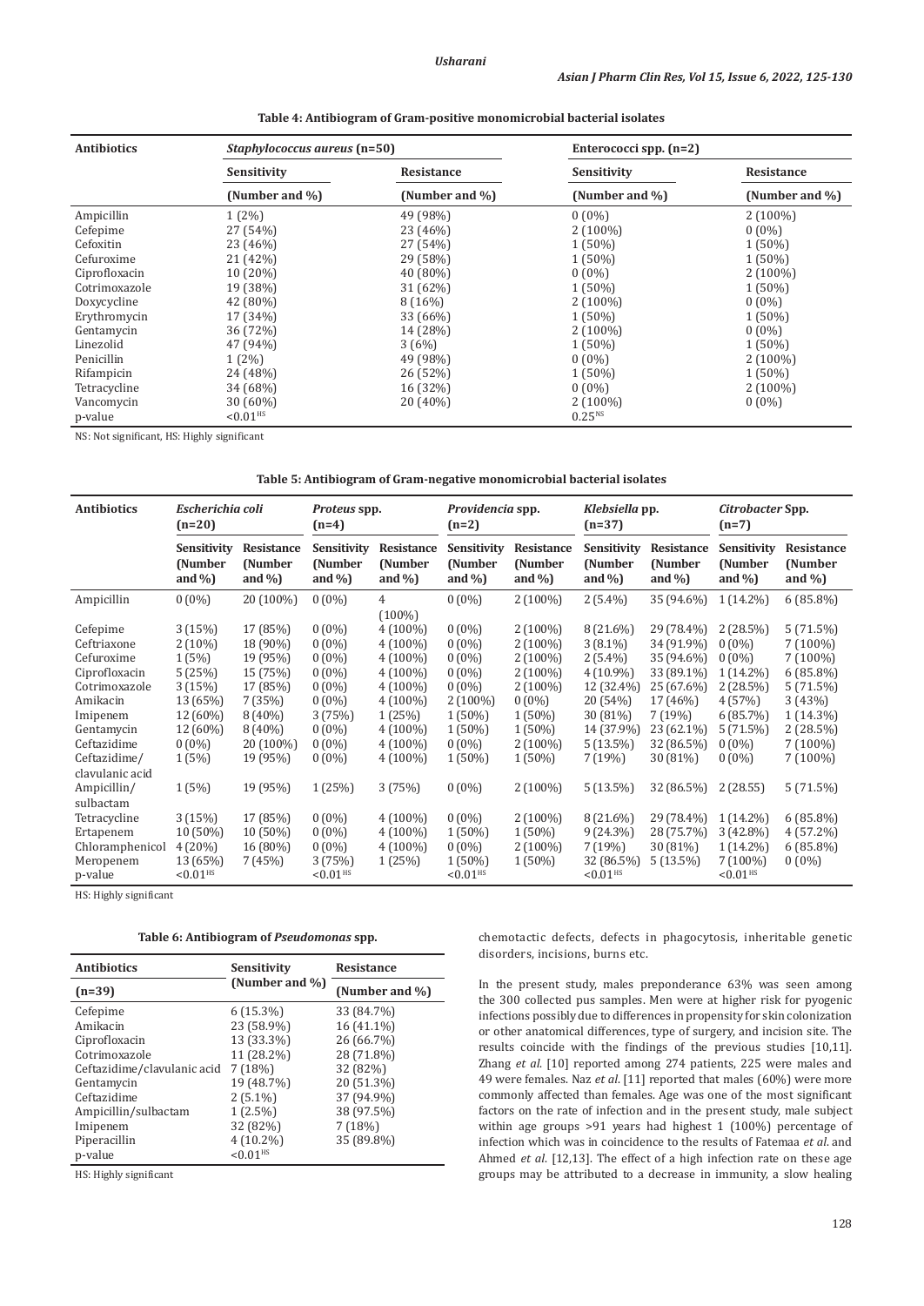**Table 4: Antibiogram of Gram-positive monomicrobial bacterial isolates**

| Antibiotics | *Staphylococcus aureus* (n=50) | | Enterococci spp. (n=2) | |
|---|---|---|---|---|
| | Sensitivity | Resistance | Sensitivity | Resistance |
| | (Number and %) | (Number and %) | (Number and %) | (Number and %) |
| Ampicillin | 1 (2%) | 49 (98%) | 0 (0%) | 2 (100%) |
| Cefepime | 27 (54%) | 23 (46%) | 2 (100%) | 0 (0%) |
| Cefoxitin | 23 (46%) | 27 (54%) | 1 (50%) | 1 (50%) |
| Cefuroxime | 21 (42%) | 29 (58%) | 1 (50%) | 1 (50%) |
| Ciprofloxacin | 10 (20%) | 40 (80%) | 0 (0%) | 2 (100%) |
| Cotrimoxazole | 19 (38%) | 31 (62%) | 1 (50%) | 1 (50%) |
| Doxycycline | 42 (80%) | 8 (16%) | 2 (100%) | 0 (0%) |
| Erythromycin | 17 (34%) | 33 (66%) | 1 (50%) | 1 (50%) |
| Gentamycin | 36 (72%) | 14 (28%) | 2 (100%) | 0 (0%) |
| Linezolid | 47 (94%) | 3 (6%) | 1 (50%) | 1 (50%) |
| Penicillin | 1 (2%) | 49 (98%) | 0 (0%) | 2 (100%) |
| Rifampicin | 24 (48%) | 26 (52%) | 1 (50%) | 1 (50%) |
| Tetracycline | 34 (68%) | 16 (32%) | 0 (0%) | 2 (100%) |
| Vancomycin | 30 (60%) | 20 (40%) | 2 (100%) | 0 (0%) |
| p-value | <0.01[HS] | | 0.25[NS] | |

NS: Not significant, HS: Highly significant

**Table 5: Antibiogram of Gram-negative monomicrobial bacterial isolates**

| Antibiotics | *Escherichia coli* (n=20) | | *Proteus* spp. (n=4) | | *Providencia* spp. (n=2) | | *Klebsiella* pp. (n=37) | | *Citrobacter* Spp. (n=7) | |
|---|---|---|---|---|---|---|---|---|---|---|
| | Sensitivity (Number and %) | Resistance (Number and %) | Sensitivity (Number and %) | Resistance (Number and %) | Sensitivity (Number and %) | Resistance (Number and %) | Sensitivity (Number and %) | Resistance (Number and %) | Sensitivity (Number and %) | Resistance (Number and %) |
| Ampicillin | 0 (0%) | 20 (100%) | 0 (0%) | 4 (100%) | 0 (0%) | 2 (100%) | 2 (5.4%) | 35 (94.6%) | 1 (14.2%) | 6 (85.8%) |
| Cefepime | 3 (15%) | 17 (85%) | 0 (0%) | 4 (100%) | 0 (0%) | 2 (100%) | 8 (21.6%) | 29 (78.4%) | 2 (28.5%) | 5 (71.5%) |
| Ceftriaxone | 2 (10%) | 18 (90%) | 0 (0%) | 4 (100%) | 0 (0%) | 2 (100%) | 3 (8.1%) | 34 (91.9%) | 0 (0%) | 7 (100%) |
| Cefuroxime | 1 (5%) | 19 (95%) | 0 (0%) | 4 (100%) | 0 (0%) | 2 (100%) | 2 (5.4%) | 35 (94.6%) | 0 (0%) | 7 (100%) |
| Ciprofloxacin | 5 (25%) | 15 (75%) | 0 (0%) | 4 (100%) | 0 (0%) | 2 (100%) | 4 (10.9%) | 33 (89.1%) | 1 (14.2%) | 6 (85.8%) |
| Cotrimoxazole | 3 (15%) | 17 (85%) | 0 (0%) | 4 (100%) | 0 (0%) | 2 (100%) | 12 (32.4%) | 25 (67.6%) | 2 (28.5%) | 5 (71.5%) |
| Amikacin | 13 (65%) | 7 (35%) | 0 (0%) | 4 (100%) | 2 (100%) | 0 (0%) | 20 (54%) | 17 (46%) | 4 (57%) | 3 (43%) |
| Imipenem | 12 (60%) | 8 (40%) | 3 (75%) | 1 (25%) | 1 (50%) | 1 (50%) | 30 (81%) | 7 (19%) | 6 (85.7%) | 1 (14.3%) |
| Gentamycin | 12 (60%) | 8 (40%) | 0 (0%) | 4 (100%) | 1 (50%) | 1 (50%) | 14 (37.9%) | 23 (62.1%) | 5 (71.5%) | 2 (28.5%) |
| Ceftazidime | 0 (0%) | 20 (100%) | 0 (0%) | 4 (100%) | 0 (0%) | 2 (100%) | 5 (13.5%) | 32 (86.5%) | 0 (0%) | 7 (100%) |
| Ceftazidime/ clavulanic acid | 1 (5%) | 19 (95%) | 0 (0%) | 4 (100%) | 1 (50%) | 1 (50%) | 7 (19%) | 30 (81%) | 0 (0%) | 7 (100%) |
| Ampicillin/ sulbactam | 1 (5%) | 19 (95%) | 1 (25%) | 3 (75%) | 0 (0%) | 2 (100%) | 5 (13.5%) | 32 (86.5%) | 2 (28.55) | 5 (71.5%) |
| Tetracycline | 3 (15%) | 17 (85%) | 0 (0%) | 4 (100%) | 0 (0%) | 2 (100%) | 8 (21.6%) | 29 (78.4%) | 1 (14.2%) | 6 (85.8%) |
| Ertapenem | 10 (50%) | 10 (50%) | 0 (0%) | 4 (100%) | 1 (50%) | 1 (50%) | 9 (24.3%) | 28 (75.7%) | 3 (42.8%) | 4 (57.2%) |
| Chloramphenicol | 4 (20%) | 16 (80%) | 0 (0%) | 4 (100%) | 0 (0%) | 2 (100%) | 7 (19%) | 30 (81%) | 1 (14.2%) | 6 (85.8%) |
| Meropenem | 13 (65%) | 7 (45%) | 3 (75%) | 1 (25%) | 1 (50%) | 1 (50%) | 32 (86.5%) | 5 (13.5%) | 7 (100%) | 0 (0%) |
| p-value | <0.01[HS] | | <0.01[HS] | | <0.01[HS] | | <0.01[HS] | | <0.01[HS] | |

HS: Highly significant

**Table 6: Antibiogram of *Pseudomonas* spp.**

| Antibiotics | Sensitivity (Number and %) | Resistance |
|---|---|---|
| (n=39) | | (Number and %) |
| Cefepime | 6 (15.3%) | 33 (84.7%) |
| Amikacin | 23 (58.9%) | 16 (41.1%) |
| Ciprofloxacin | 13 (33.3%) | 26 (66.7%) |
| Cotrimoxazole | 11 (28.2%) | 28 (71.8%) |
| Ceftazidime/clavulanic acid | 7 (18%) | 32 (82%) |
| Gentamycin | 19 (48.7%) | 20 (51.3%) |
| Ceftazidime | 2 (5.1%) | 37 (94.9%) |
| Ampicillin/sulbactam | 1 (2.5%) | 38 (97.5%) |
| Imipenem | 32 (82%) | 7 (18%) |
| Piperacillin | 4 (10.2%) | 35 (89.8%) |
| p-value | <0.01[HS] | |

HS: Highly significant

chemotactic defects, defects in phagocytosis, inheritable genetic disorders, incisions, burns etc.

In the present study, males preponderance 63% was seen among the 300 collected pus samples. Men were at higher risk for pyogenic infections possibly due to differences in propensity for skin colonization or other anatomical differences, type of surgery, and incision site. The results coincide with the findings of the previous studies [10,11]. Zhang *et al*. [10] reported among 274 patients, 225 were males and 49 were females. Naz *et al*. [11] reported that males (60%) were more commonly affected than females. Age was one of the most significant factors on the rate of infection and in the present study, male subject within age groups >91 years had highest 1 (100%) percentage of infection which was in coincidence to the results of Fatemaa *et al*. and Ahmed *et al*. [12,13]. The effect of a high infection rate on these age groups may be attributed to a decrease in immunity, a slow healing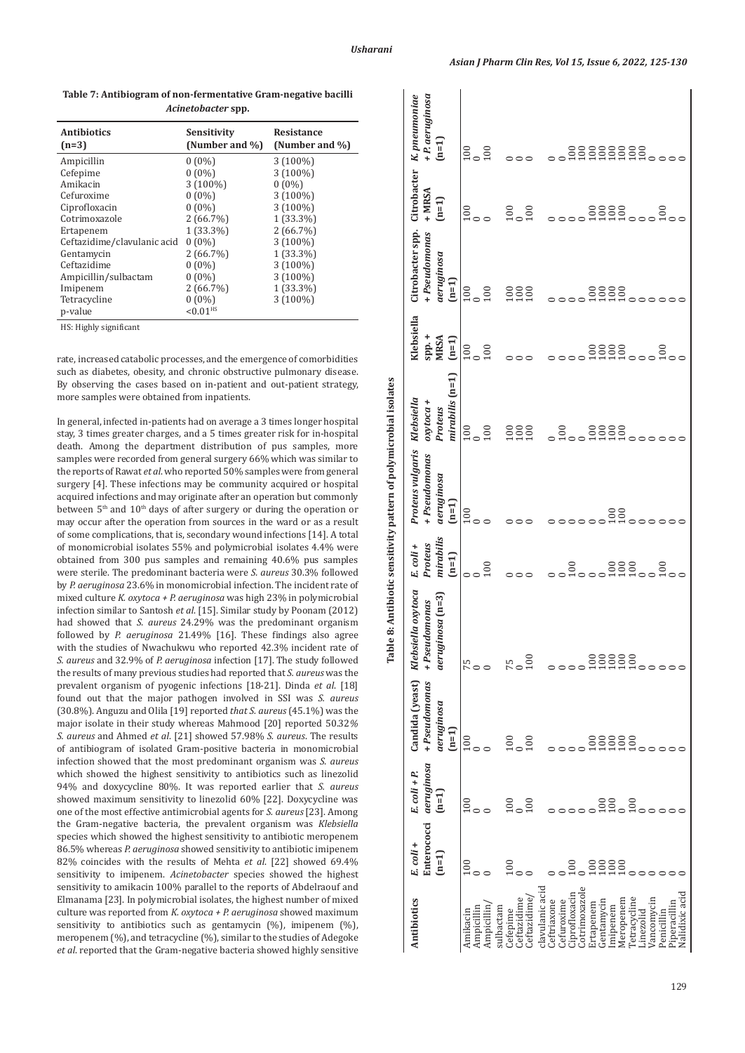**Table 7: Antibiogram of non-fermentative Gram-negative bacilli *Acinetobacter* spp.**

| Antibiotics (n=3) | Sensitivity (Number and %) | Resistance (Number and %) |
|---|---|---|
| Ampicillin | 0 (0%) | 3 (100%) |
| Cefepime | 0 (0%) | 3 (100%) |
| Amikacin | 3 (100%) | 0 (0%) |
| Cefuroxime | 0 (0%) | 3 (100%) |
| Ciprofloxacin | 0 (0%) | 3 (100%) |
| Cotrimoxazole | 2 (66.7%) | 1 (33.3%) |
| Ertapenem | 1 (33.3%) | 2 (66.7%) |
| Ceftazidime/clavulanic acid | 0 (0%) | 3 (100%) |
| Gentamycin | 2 (66.7%) | 1 (33.3%) |
| Ceftazidime | 0 (0%) | 3 (100%) |
| Ampicillin/sulbactam | 0 (0%) | 3 (100%) |
| Imipenem | 2 (66.7%) | 1 (33.3%) |
| Tetracycline | 0 (0%) | 3 (100%) |
| p-value | <0.01[HS] | |

HS: Highly significant

rate, increased catabolic processes, and the emergence of comorbidities such as diabetes, obesity, and chronic obstructive pulmonary disease. By observing the cases based on in-patient and out-patient strategy, more samples were obtained from inpatients.

In general, infected in-patients had on average a 3 times longer hospital stay, 3 times greater charges, and a 5 times greater risk for in-hospital death. Among the department distribution of pus samples, more samples were recorded from general surgery 66% which was similar to the reports of Rawat *et al*. who reported 50% samples were from general surgery [4]. These infections may be community acquired or hospital acquired infections and may originate after an operation but commonly between 5th and 10th days of after surgery or during the operation or may occur after the operation from sources in the ward or as a result of some complications, that is, secondary wound infections [14]. A total of monomicrobial isolates 55% and polymicrobial isolates 4.4% were obtained from 300 pus samples and remaining 40.6% pus samples were sterile. The predominant bacteria were *S. aureus* 30.3% followed by *P. aeruginosa* 23.6% in monomicrobial infection. The incident rate of mixed culture *K. oxytoca* + *P. aeruginosa* was high 23% in polymicrobial infection similar to Santosh *et al*. [15]. Similar study by Poonam (2012) had showed that *S. aureus* 24.29% was the predominant organism followed by *P. aeruginosa* 21.49% [16]. These findings also agree with the studies of Nwachukwu who reported 42.3% incident rate of *S. aureus* and 32.9% of *P. aeruginosa* infection [17]. The study followed the results of many previous studies had reported that *S. aureus* was the prevalent organism of pyogenic infections [18-21]. Dinda *et al*. [18] found out that the major pathogen involved in SSI was *S. aureus* (30.8%). Anguzu and Olila [19] reported *that S. aureus* (45.1%) was the major isolate in their study whereas Mahmood [20] reported 50.32% *S. aureus* and Ahmed *et al*. [21] showed 57.98% *S. aureus*. The results of antibiogram of isolated Gram-positive bacteria in monomicrobial infection showed that the most predominant organism was *S. aureus* which showed the highest sensitivity to antibiotics such as linezolid 94% and doxycycline 80%. It was reported earlier that *S. aureus* showed maximum sensitivity to linezolid 60% [22]. Doxycycline was one of the most effective antimicrobial agents for *S. aureus* [23]. Among the Gram-negative bacteria, the prevalent organism was *Klebsiella* species which showed the highest sensitivity to antibiotic meropenem 86.5% whereas *P. aeruginosa* showed sensitivity to antibiotic imipenem 82% coincides with the results of Mehta *et al*. [22] showed 69.4% sensitivity to imipenem. *Acinetobacter* species showed the highest sensitivity to amikacin 100% parallel to the reports of Abdelraouf and Elmanama [23]. In polymicrobial isolates, the highest number of mixed culture was reported from *K. oxytoca* + *P. aeruginosa* showed maximum sensitivity to antibiotics such as gentamycin (%), imipenem (%), meropenem (%), and tetracycline (%), similar to the studies of Adegoke *et al*. reported that the Gram-negative bacteria showed highly sensitive

**Table 8: Antibiotic sensitivity pattern of polymicrobial isolates**

| Antibiotics | *E. coli* + Enterococci (n=1) | *E. coli* + *P. aeruginosa* (n=1) | Candida (yeast) + *Pseudomonas aeruginosa* (n=1) | *Klebsiella oxytoca* + *Pseudomonas aeruginosa* (n=3) | *E. coli* + *Proteus mirabilis* (n=1) | *Proteus vulgaris* + *Pseudomonas aeruginosa* (n=1) | *Klebsiella oxytoca* + *Proteus mirabilis* (n=1) | *Klebsiella* spp. + MRSA (n=1) | Citrobacter spp. + *Pseudomonas aeruginosa* (n=1) | Citrobacter + MRSA (n=1) | *K. pneumoniae* + *P. aeruginosa* (n=1) |
|---|---|---|---|---|---|---|---|---|---|---|---|
| Amikacin | 100 | 100 | 100 | 75 | 0 | 100 | 100 | 100 | 100 | 100 | 100 |
| Ampicillin | 0 | 0 | 0 | 0 | 0 | 0 | 0 | 0 | 0 | 0 | 0 |
| Ampicillin/sulbactam | 0 | 0 | 0 | 0 | 100 | 0 | 100 | 100 | 100 | 0 | 100 |
| Cefepime | 100 | 100 | 100 | 75 | 0 | 0 | 100 | 0 | 100 | 100 | 0 |
| Ceftazidime | 0 | 0 | 0 | 0 | 0 | 0 | 100 | 0 | 100 | 0 | 0 |
| Ceftazidime/clavulanic acid | 0 | 100 | 100 | 100 | 0 | 0 | 100 | 0 | 100 | 100 | 0 |
| Ceftriaxone | 0 | 0 | 0 | 0 | 0 | 0 | 0 | 0 | 0 | 0 | 0 |
| Cefuroxime | 0 | 0 | 0 | 0 | 0 | 0 | 100 | 0 | 0 | 0 | 0 |
| Ciprofloxacin | 100 | 0 | 0 | 0 | 100 | 0 | 0 | 0 | 0 | 0 | 100 |
| Cotrimoxazole | 0 | 0 | 0 | 0 | 0 | 0 | 0 | 0 | 0 | 0 | 100 |
| Ertapenem | 100 | 100 | 100 | 100 | 100 | 0 | 100 | 100 | 100 | 100 | 100 |
| Gentamycin | 100 | 100 | 100 | 100 | 100 | 0 | 100 | 100 | 100 | 100 | 100 |
| Imipenem | 100 | 0 | 100 | 100 | 100 | 100 | 100 | 100 | 100 | 100 | 100 |
| Meropenem | 100 | 0 | 100 | 100 | 100 | 100 | 100 | 100 | 100 | 100 | 100 |
| Tetracycline | 0 | 100 | 100 | 100 | 0 | 0 | 0 | 0 | 0 | 0 | 100 |
| Linezolid | 0 | 0 | 0 | 0 | 0 | 0 | 0 | 0 | 0 | 0 | 0 |
| Vancomycin | 0 | 0 | 0 | 0 | 100 | 0 | 0 | 100 | 0 | 100 | 0 |
| Penicillin | 0 | 0 | 0 | 0 | 0 | 0 | 0 | 0 | 0 | 0 | 0 |
| Piperacillin | 0 | 0 | 0 | 0 | 0 | 0 | 0 | 0 | 0 | 0 | 0 |
| Nalidixic acid | 0 | 0 | 0 | 0 | 0 | 0 | 0 | 0 | 0 | 0 | 0 |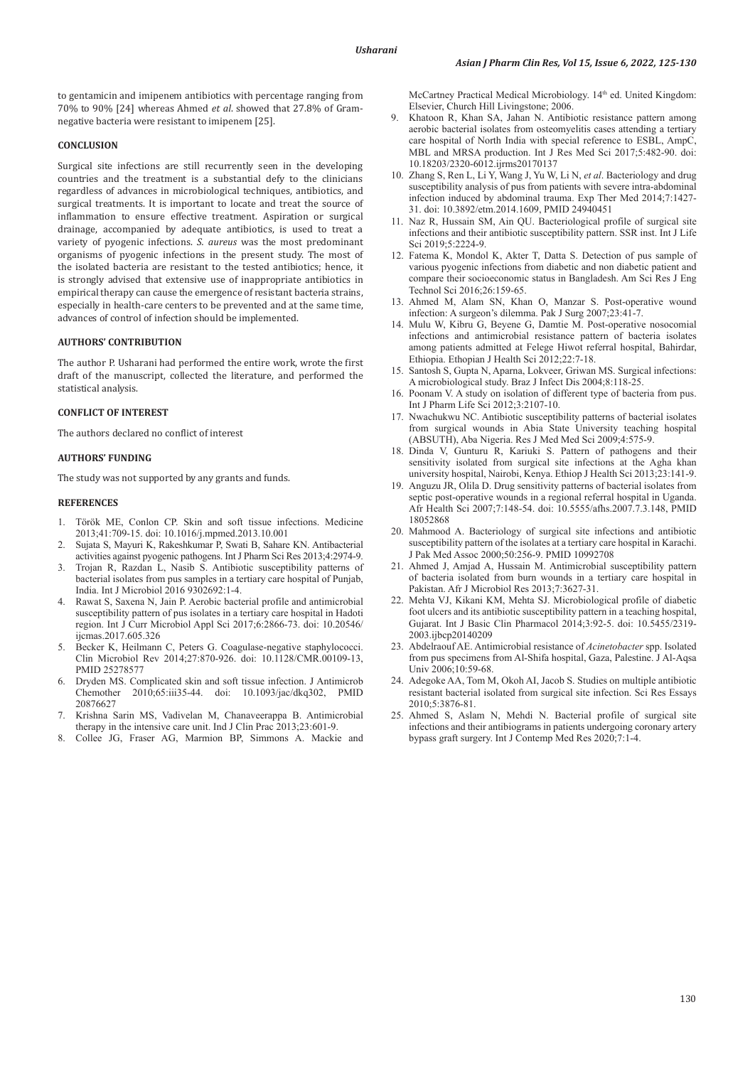to gentamicin and imipenem antibiotics with percentage ranging from 70% to 90% [24] whereas Ahmed *et al*. showed that 27.8% of Gram-negative bacteria were resistant to imipenem [25].

## CONCLUSION

Surgical site infections are still recurrently seen in the developing countries and the treatment is a substantial defy to the clinicians regardless of advances in microbiological techniques, antibiotics, and surgical treatments. It is important to locate and treat the source of inflammation to ensure effective treatment. Aspiration or surgical drainage, accompanied by adequate antibiotics, is used to treat a variety of pyogenic infections. *S. aureus* was the most predominant organisms of pyogenic infections in the present study. The most of the isolated bacteria are resistant to the tested antibiotics; hence, it is strongly advised that extensive use of inappropriate antibiotics in empirical therapy can cause the emergence of resistant bacteria strains, especially in health-care centers to be prevented and at the same time, advances of control of infection should be implemented.

## AUTHORS' CONTRIBUTION

The author P. Usharani had performed the entire work, wrote the first draft of the manuscript, collected the literature, and performed the statistical analysis.

## CONFLICT OF INTEREST

The authors declared no conflict of interest

## AUTHORS' FUNDING

The study was not supported by any grants and funds.

## REFERENCES

1. Török ME, Conlon CP. Skin and soft tissue infections. Medicine 2013;41:709-15. doi: 10.1016/j.mpmed.2013.10.001
2. Sujata S, Mayuri K, Rakeshkumar P, Swati B, Sahare KN. Antibacterial activities against pyogenic pathogens. Int J Pharm Sci Res 2013;4:2974-9.
3. Trojan R, Razdan L, Nasib S. Antibiotic susceptibility patterns of bacterial isolates from pus samples in a tertiary care hospital of Punjab, India. Int J Microbiol 2016 9302692:1-4.
4. Rawat S, Saxena N, Jain P. Aerobic bacterial profile and antimicrobial susceptibility pattern of pus isolates in a tertiary care hospital in Hadoti region. Int J Curr Microbiol Appl Sci 2017;6:2866-73. doi: 10.20546/ijcmas.2017.605.326
5. Becker K, Heilmann C, Peters G. Coagulase-negative staphylococci. Clin Microbiol Rev 2014;27:870-926. doi: 10.1128/CMR.00109-13, PMID 25278577
6. Dryden MS. Complicated skin and soft tissue infection. J Antimicrob Chemother 2010;65:iii35-44. doi: 10.1093/jac/dkq302, PMID 20876627
7. Krishna Sarin MS, Vadivelan M, Chanaveerappa B. Antimicrobial therapy in the intensive care unit. Ind J Clin Prac 2013;23:601-9.
8. Collee JG, Fraser AG, Marmion BP, Simmons A. Mackie and McCartney Practical Medical Microbiology. 14th ed. United Kingdom: Elsevier, Church Hill Livingstone; 2006.
9. Khatoon R, Khan SA, Jahan N. Antibiotic resistance pattern among aerobic bacterial isolates from osteomyelitis cases attending a tertiary care hospital of North India with special reference to ESBL, AmpC, MBL and MRSA production. Int J Res Med Sci 2017;5:482-90. doi: 10.18203/2320-6012.ijrms20170137
10. Zhang S, Ren L, Li Y, Wang J, Yu W, Li N, *et al*. Bacteriology and drug susceptibility analysis of pus from patients with severe intra-abdominal infection induced by abdominal trauma. Exp Ther Med 2014;7:1427-31. doi: 10.3892/etm.2014.1609, PMID 24940451
11. Naz R, Hussain SM, Ain QU. Bacteriological profile of surgical site infections and their antibiotic susceptibility pattern. SSR inst. Int J Life Sci 2019;5:2224-9.
12. Fatema K, Mondol K, Akter T, Datta S. Detection of pus sample of various pyogenic infections from diabetic and non diabetic patient and compare their socioeconomic status in Bangladesh. Am Sci Res J Eng Technol Sci 2016;26:159-65.
13. Ahmed M, Alam SN, Khan O, Manzar S. Post-operative wound infection: A surgeon's dilemma. Pak J Surg 2007;23:41-7.
14. Mulu W, Kibru G, Beyene G, Damtie M. Post-operative nosocomial infections and antimicrobial resistance pattern of bacteria isolates among patients admitted at Felege Hiwot referral hospital, Bahirdar, Ethiopia. Ethopian J Health Sci 2012;22:7-18.
15. Santosh S, Gupta N, Aparna, Lokveer, Griwan MS. Surgical infections: A microbiological study. Braz J Infect Dis 2004;8:118-25.
16. Poonam V. A study on isolation of different type of bacteria from pus. Int J Pharm Life Sci 2012;3:2107-10.
17. Nwachukwu NC. Antibiotic susceptibility patterns of bacterial isolates from surgical wounds in Abia State University teaching hospital (ABSUTH), Aba Nigeria. Res J Med Med Sci 2009;4:575-9.
18. Dinda V, Gunturu R, Kariuki S. Pattern of pathogens and their sensitivity isolated from surgical site infections at the Agha khan university hospital, Nairobi, Kenya. Ethiop J Health Sci 2013;23:141-9.
19. Anguzu JR, Olila D. Drug sensitivity patterns of bacterial isolates from septic post-operative wounds in a regional referral hospital in Uganda. Afr Health Sci 2007;7:148-54. doi: 10.5555/afhs.2007.7.3.148, PMID 18052868
20. Mahmood A. Bacteriology of surgical site infections and antibiotic susceptibility pattern of the isolates at a tertiary care hospital in Karachi. J Pak Med Assoc 2000;50:256-9. PMID 10992708
21. Ahmed J, Amjad A, Hussain M. Antimicrobial susceptibility pattern of bacteria isolated from burn wounds in a tertiary care hospital in Pakistan. Afr J Microbiol Res 2013;7:3627-31.
22. Mehta VJ, Kikani KM, Mehta SJ. Microbiological profile of diabetic foot ulcers and its antibiotic susceptibility pattern in a teaching hospital, Gujarat. Int J Basic Clin Pharmacol 2014;3:92-5. doi: 10.5455/2319-2003.ijbcp20140209
23. Abdelraouf AE. Antimicrobial resistance of *Acinetobacter* spp. Isolated from pus specimens from Al-Shifa hospital, Gaza, Palestine. J Al-Aqsa Univ 2006;10:59-68.
24. Adegoke AA, Tom M, Okoh AI, Jacob S. Studies on multiple antibiotic resistant bacterial isolated from surgical site infection. Sci Res Essays 2010;5:3876-81.
25. Ahmed S, Aslam N, Mehdi N. Bacterial profile of surgical site infections and their antibiograms in patients undergoing coronary artery bypass graft surgery. Int J Contemp Med Res 2020;7:1-4.